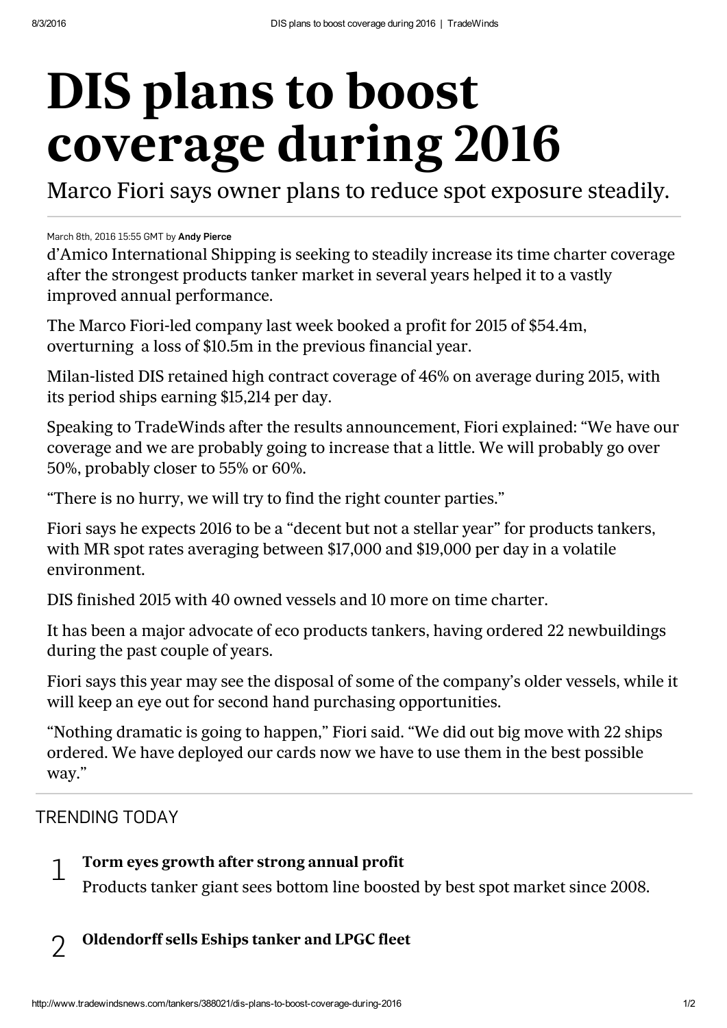# DIS plans to boost coverage during 2016

## Marco Fiori says owner plans to reduce spot exposure steadily.

March 8th, 2016 15:55 GMT by **Andy Pierce**

d'Amico International Shipping is seeking to steadily increase its time charter coverage after the strongest products tanker market in several years helped it to a vastly improved annual performance.

The Marco Fiori-led company last week booked a profit for 2015 of $54.4m, overturning a loss of $10.5m in the previous financial year.

Milan-listed DIS retained high contract coverage of 46% on average during 2015, with its period ships earning $15,214 per day.

Speaking to TradeWinds after the results announcement, Fiori explained: "We have our coverage and we are probably going to increase that a little. We will probably go over 50%, probably closer to 55% or 60%.

"There is no hurry, we will try to find the right counter parties."

Fiori says he expects 2016 to be a "decent but not a stellar year" for products tankers, with MR spot rates averaging between $17,000 and $19,000 per day in a volatile environment.

DIS finished 2015 with 40 owned vessels and 10 more on time charter.

It has been a major advocate of eco products tankers, having ordered 22 newbuildings during the past couple of years.

Fiori says this year may see the disposal of some of the company's older vessels, while it will keep an eye out for second hand purchasing opportunities.

"Nothing dramatic is going to happen," Fiori said. "We did out big move with 22 ships ordered. We have deployed our cards now we have to use them in the best possible way."

## TRENDING TODAY

1. **Torm eyes growth after strong annual profit**
   Products tanker giant sees bottom line boosted by best spot market since 2008.

2. **Oldendorff sells Eships tanker and LPGC fleet**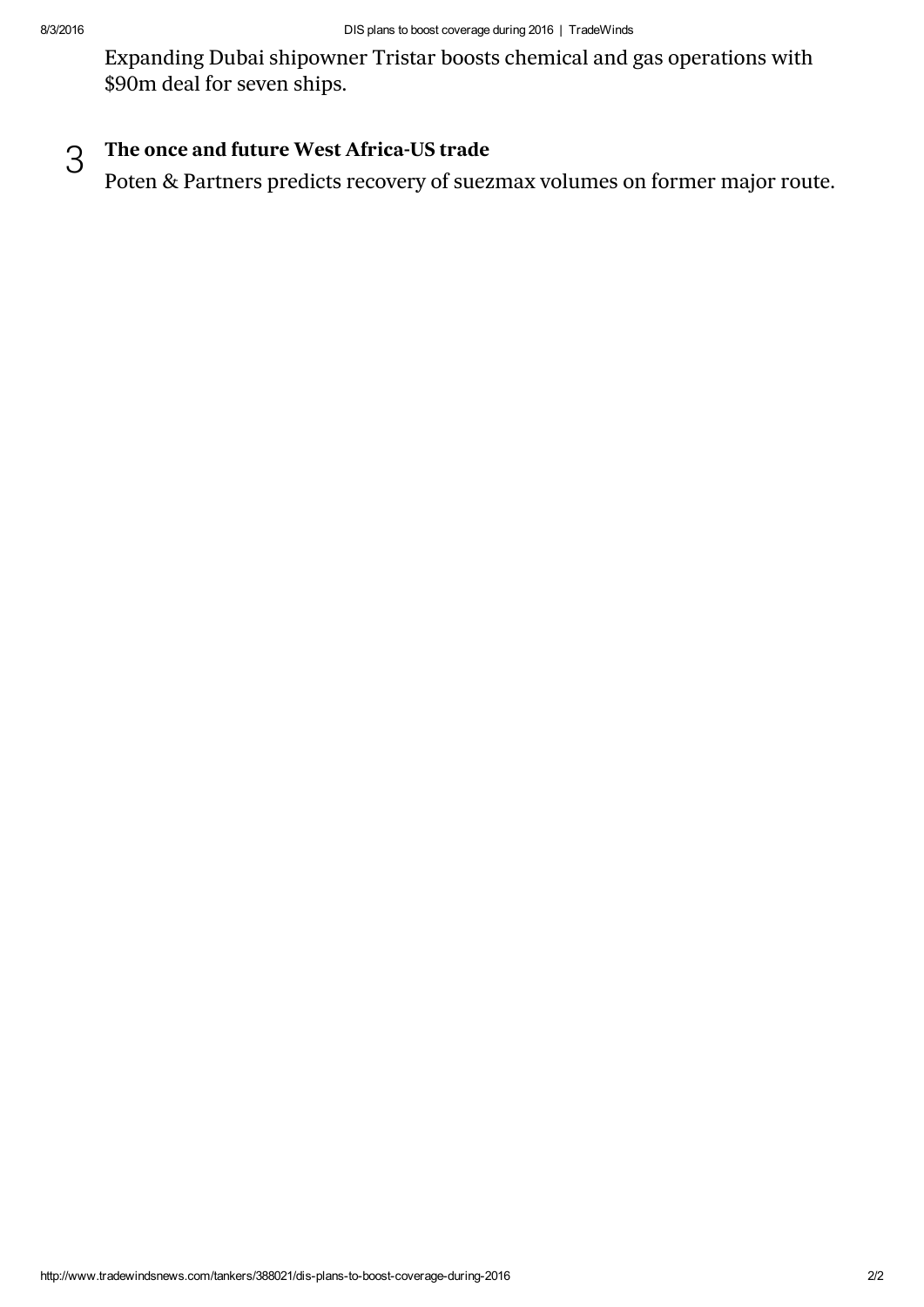Expanding Dubai shipowner Tristar boosts chemical and gas operations with $90m deal for seven ships.

3 **The once and future West Africa-US trade**

Poten & Partners predicts recovery of suezmax volumes on former major route.